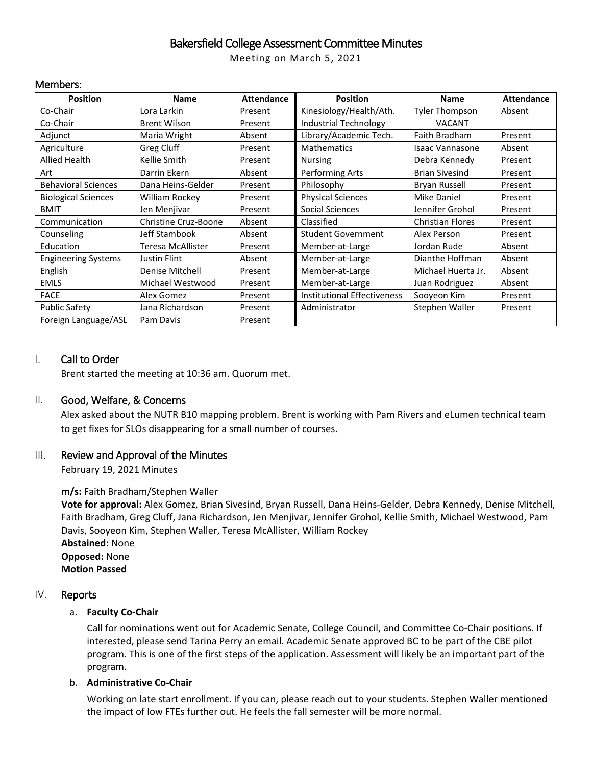# Bakersfield College Assessment Committee Minutes

Meeting on March 5, 2021

## Members:

| Position | Name | Attendance | Position | Name | Attendance |
|---|---|---|---|---|---|
| Co-Chair | Lora Larkin | Present | Kinesiology/Health/Ath. | Tyler Thompson | Absent |
| Co-Chair | Brent Wilson | Present | Industrial Technology | VACANT | |
| Adjunct | Maria Wright | Absent | Library/Academic Tech. | Faith Bradham | Present |
| Agriculture | Greg Cluff | Present | Mathematics | Isaac Vannasone | Absent |
| Allied Health | Kellie Smith | Present | Nursing | Debra Kennedy | Present |
| Art | Darrin Ekern | Absent | Performing Arts | Brian Sivesind | Present |
| Behavioral Sciences | Dana Heins-Gelder | Present | Philosophy | Bryan Russell | Present |
| Biological Sciences | William Rockey | Present | Physical Sciences | Mike Daniel | Present |
| BMIT | Jen Menjivar | Present | Social Sciences | Jennifer Grohol | Present |
| Communication | Christine Cruz-Boone | Absent | Classified | Christian Flores | Present |
| Counseling | Jeff Stambook | Absent | Student Government | Alex Person | Present |
| Education | Teresa McAllister | Present | Member-at-Large | Jordan Rude | Absent |
| Engineering Systems | Justin Flint | Absent | Member-at-Large | Dianthe Hoffman | Absent |
| English | Denise Mitchell | Present | Member-at-Large | Michael Huerta Jr. | Absent |
| EMLS | Michael Westwood | Present | Member-at-Large | Juan Rodriguez | Absent |
| FACE | Alex Gomez | Present | Institutional Effectiveness | Sooyeon Kim | Present |
| Public Safety | Jana Richardson | Present | Administrator | Stephen Waller | Present |
| Foreign Language/ASL | Pam Davis | Present | | | |

## I. Call to Order

Brent started the meeting at 10:36 am. Quorum met.

## II. Good, Welfare, & Concerns

Alex asked about the NUTR B10 mapping problem. Brent is working with Pam Rivers and eLumen technical team to get fixes for SLOs disappearing for a small number of courses.

## III. Review and Approval of the Minutes

February 19, 2021 Minutes

**m/s:** Faith Bradham/Stephen Waller
**Vote for approval:** Alex Gomez, Brian Sivesind, Bryan Russell, Dana Heins-Gelder, Debra Kennedy, Denise Mitchell, Faith Bradham, Greg Cluff, Jana Richardson, Jen Menjivar, Jennifer Grohol, Kellie Smith, Michael Westwood, Pam Davis, Sooyeon Kim, Stephen Waller, Teresa McAllister, William Rockey
**Abstained:** None
**Opposed:** None
**Motion Passed**

## IV. Reports

a. **Faculty Co-Chair**

Call for nominations went out for Academic Senate, College Council, and Committee Co-Chair positions. If interested, please send Tarina Perry an email. Academic Senate approved BC to be part of the CBE pilot program. This is one of the first steps of the application. Assessment will likely be an important part of the program.

b. **Administrative Co-Chair**

Working on late start enrollment. If you can, please reach out to your students. Stephen Waller mentioned the impact of low FTEs further out. He feels the fall semester will be more normal.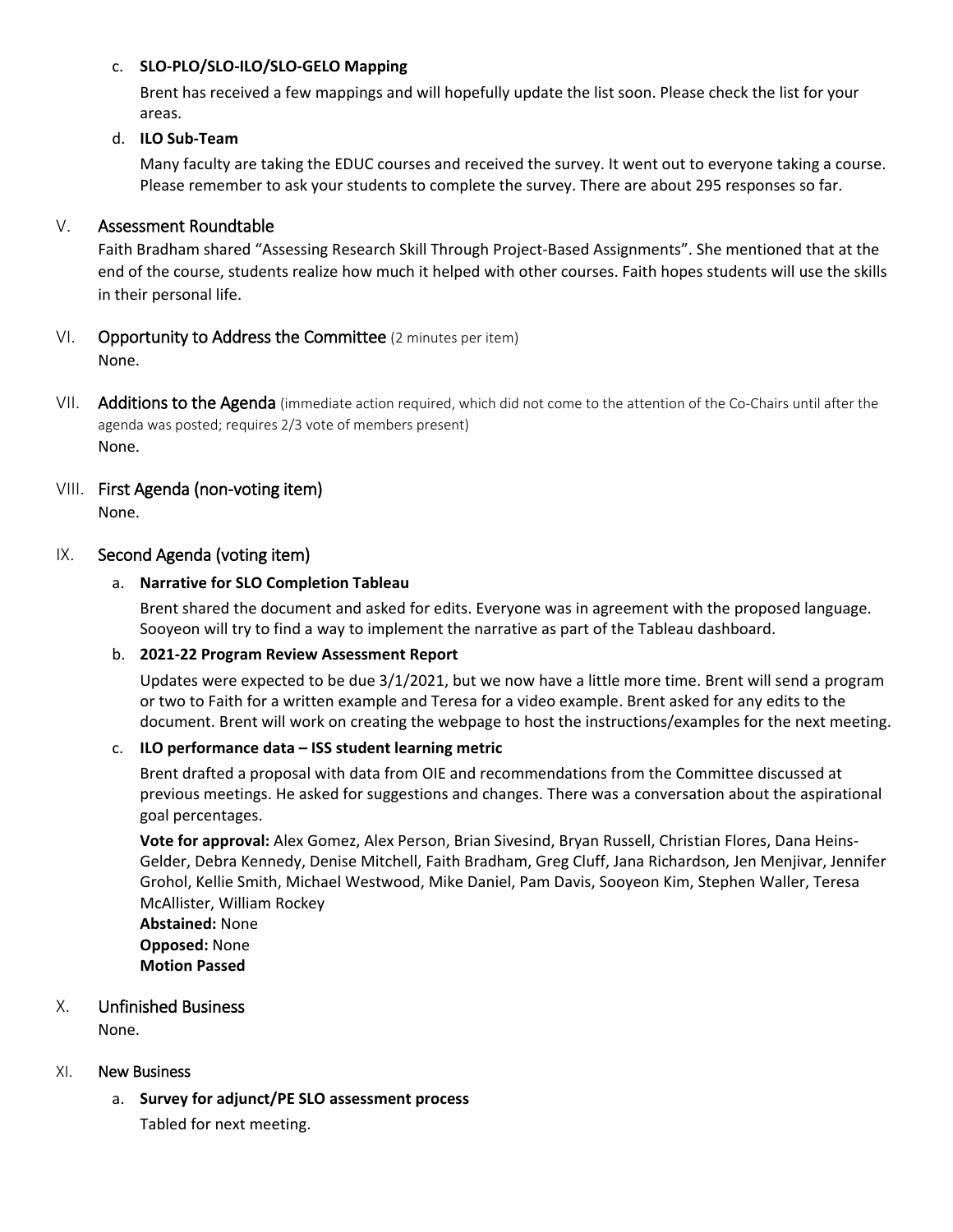c. **SLO-PLO/SLO-ILO/SLO-GELO Mapping**

   Brent has received a few mappings and will hopefully update the list soon. Please check the list for your areas.

d. **ILO Sub-Team**

   Many faculty are taking the EDUC courses and received the survey. It went out to everyone taking a course. Please remember to ask your students to complete the survey. There are about 295 responses so far.

## V. Assessment Roundtable

Faith Bradham shared "Assessing Research Skill Through Project-Based Assignments". She mentioned that at the end of the course, students realize how much it helped with other courses. Faith hopes students will use the skills in their personal life.

## VI. Opportunity to Address the Committee (2 minutes per item)

None.

## VII. Additions to the Agenda (immediate action required, which did not come to the attention of the Co-Chairs until after the agenda was posted; requires 2/3 vote of members present)

None.

## VIII. First Agenda (non-voting item)

None.

## IX. Second Agenda (voting item)

a. **Narrative for SLO Completion Tableau**

   Brent shared the document and asked for edits. Everyone was in agreement with the proposed language. Sooyeon will try to find a way to implement the narrative as part of the Tableau dashboard.

b. **2021-22 Program Review Assessment Report**

   Updates were expected to be due 3/1/2021, but we now have a little more time. Brent will send a program or two to Faith for a written example and Teresa for a video example. Brent asked for any edits to the document. Brent will work on creating the webpage to host the instructions/examples for the next meeting.

c. **ILO performance data – ISS student learning metric**

   Brent drafted a proposal with data from OIE and recommendations from the Committee discussed at previous meetings. He asked for suggestions and changes. There was a conversation about the aspirational goal percentages.

   **Vote for approval:** Alex Gomez, Alex Person, Brian Sivesind, Bryan Russell, Christian Flores, Dana Heins-Gelder, Debra Kennedy, Denise Mitchell, Faith Bradham, Greg Cluff, Jana Richardson, Jen Menjivar, Jennifer Grohol, Kellie Smith, Michael Westwood, Mike Daniel, Pam Davis, Sooyeon Kim, Stephen Waller, Teresa McAllister, William Rockey
   **Abstained:** None
   **Opposed:** None
   **Motion Passed**

## X. Unfinished Business

None.

## XI. New Business

a. **Survey for adjunct/PE SLO assessment process**

   Tabled for next meeting.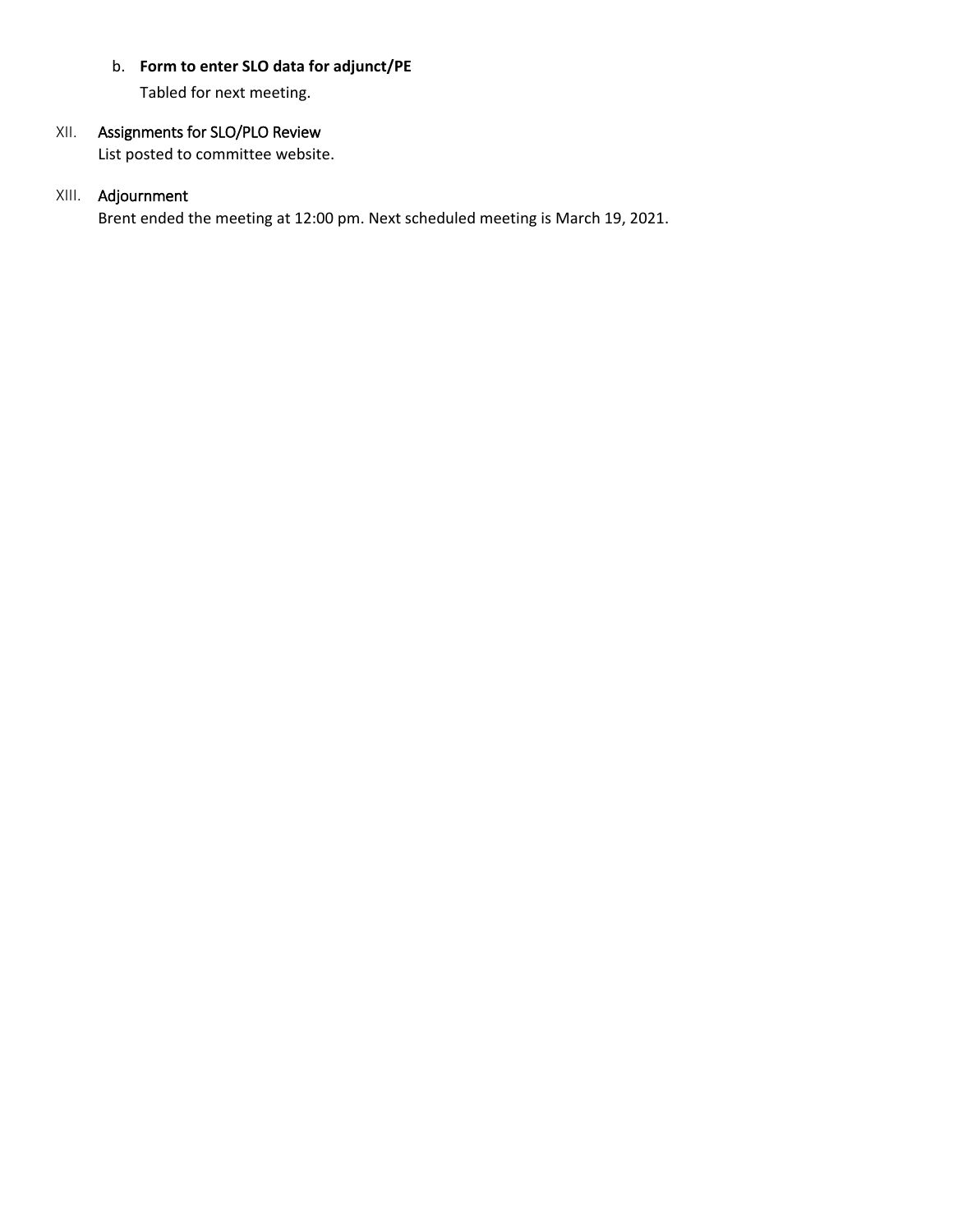b. **Form to enter SLO data for adjunct/PE**

   Tabled for next meeting.

XII. Assignments for SLO/PLO Review

List posted to committee website.

XIII. Adjournment

Brent ended the meeting at 12:00 pm. Next scheduled meeting is March 19, 2021.